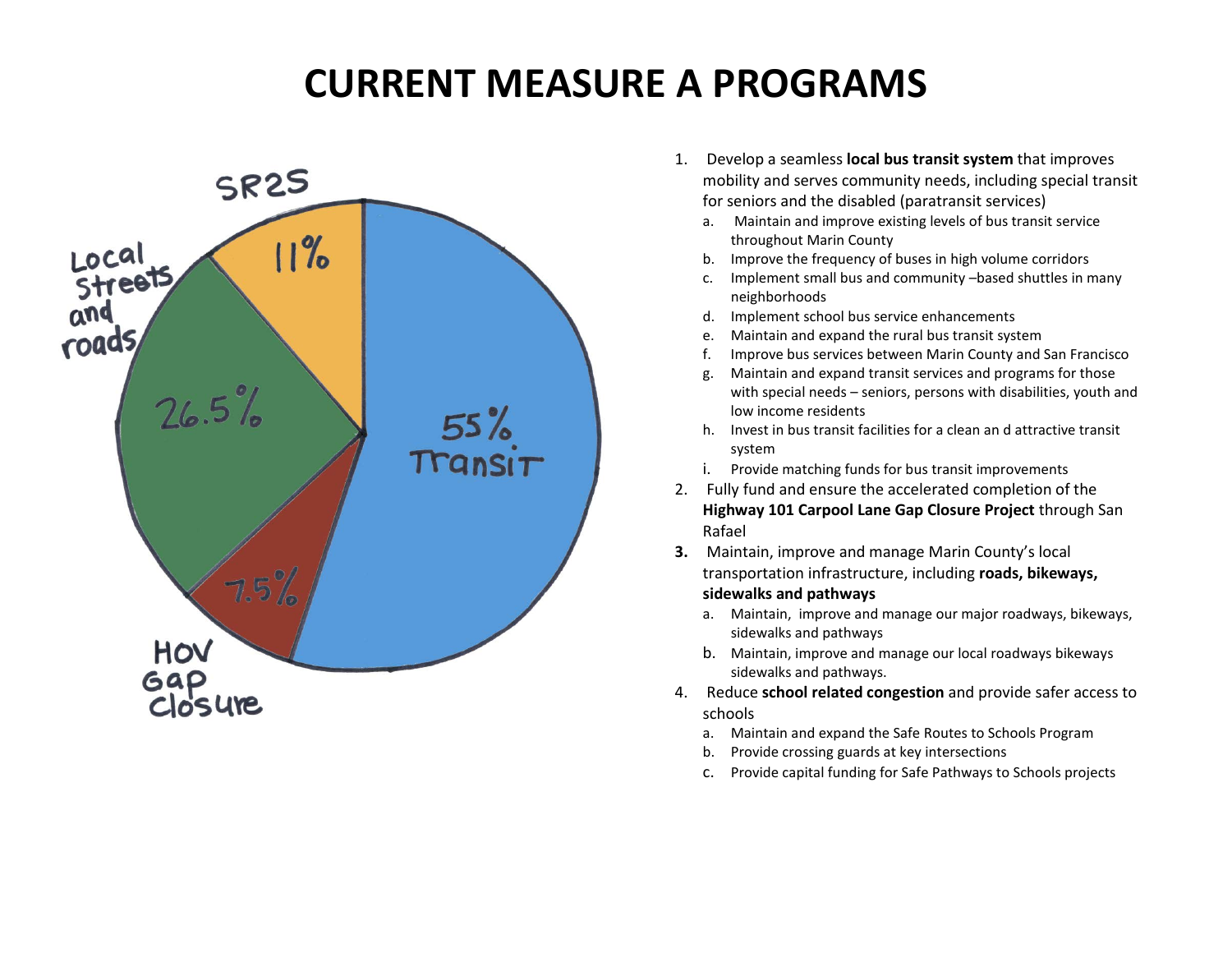# CURRENT MEASURE A PROGRAMS

SR2S 11%

Local Streets and roads 26.5%

HOV Gap Closure 7.5%

55% Transit

1. Develop a seamless **local bus transit system** that improves mobility and serves community needs, including special transit for seniors and the disabled (paratransit services)
   a. Maintain and improve existing levels of bus transit service throughout Marin County
   b. Improve the frequency of buses in high volume corridors
   c. Implement small bus and community –based shuttles in many neighborhoods
   d. Implement school bus service enhancements
   e. Maintain and expand the rural bus transit system
   f. Improve bus services between Marin County and San Francisco
   g. Maintain and expand transit services and programs for those with special needs – seniors, persons with disabilities, youth and low income residents
   h. Invest in bus transit facilities for a clean an d attractive transit system
   i. Provide matching funds for bus transit improvements
2. Fully fund and ensure the accelerated completion of the **Highway 101 Carpool Lane Gap Closure Project** through San Rafael
3. Maintain, improve and manage Marin County's local transportation infrastructure, including **roads, bikeways, sidewalks and pathways**
   a. Maintain, improve and manage our major roadways, bikeways, sidewalks and pathways
   b. Maintain, improve and manage our local roadways bikeways sidewalks and pathways.
4. Reduce **school related congestion** and provide safer access to schools
   a. Maintain and expand the Safe Routes to Schools Program
   b. Provide crossing guards at key intersections
   c. Provide capital funding for Safe Pathways to Schools projects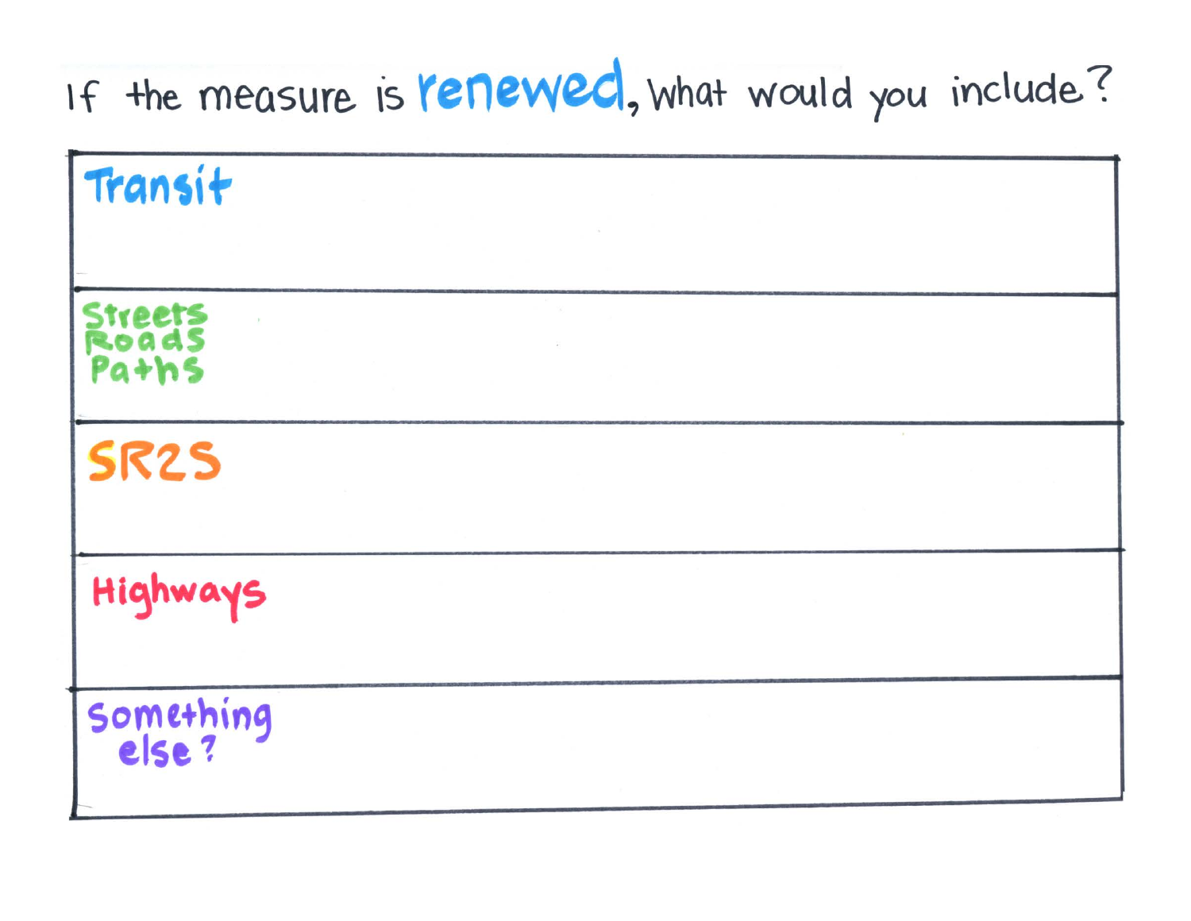# If the measure is **renewed**, what would you include?

| | |
|---|---|
| Transit | |
| Streets Roads Paths | |
| SR2S | |
| Highways | |
| Something else? | |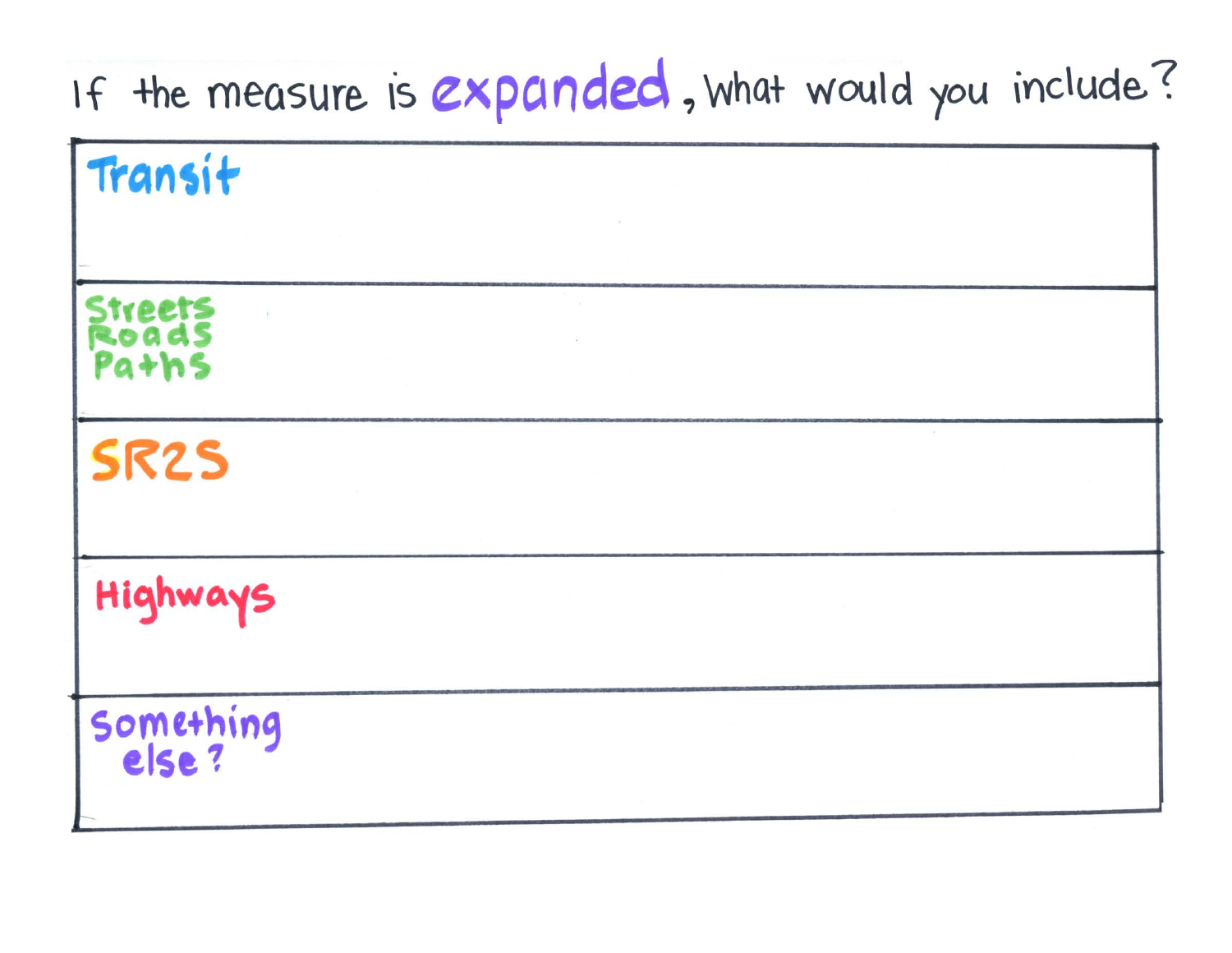# If the measure is expanded, what would you include?

| |
|---|
| Transit |
| Streets Roads Paths |
| SR2S |
| Highways |
| Something else? |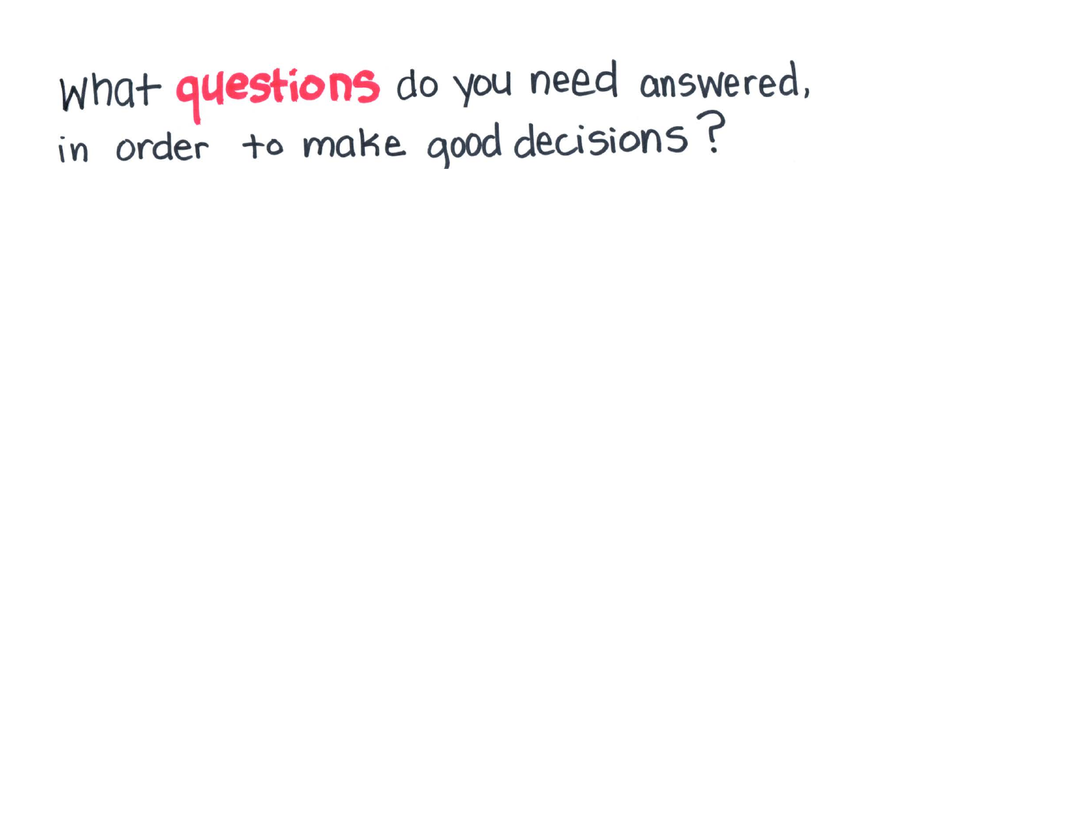What **questions** do you need answered, in order to make good decisions?